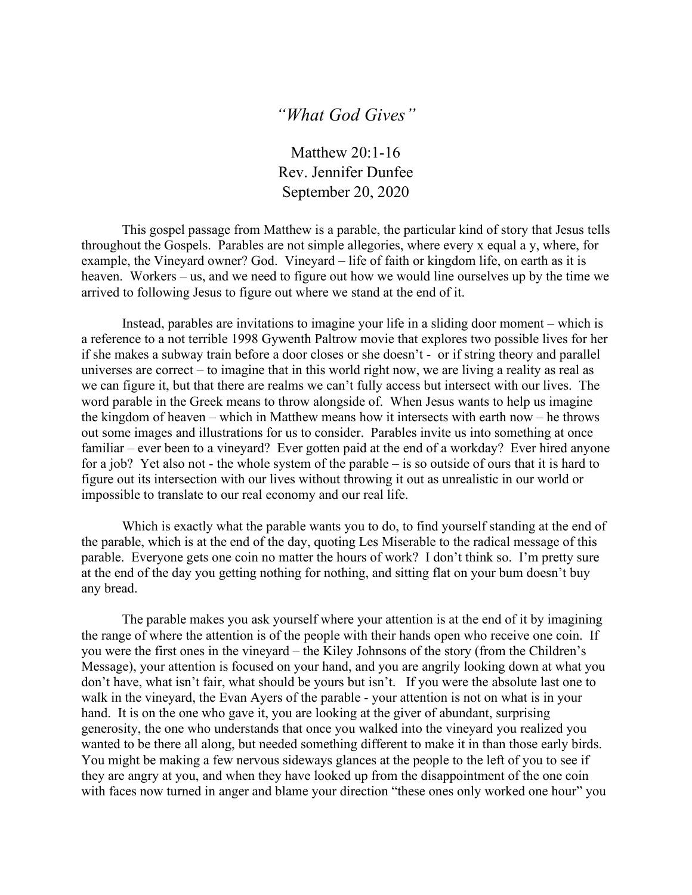# *"What God Gives"*

Matthew 20:1-16
Rev. Jennifer Dunfee
September 20, 2020

This gospel passage from Matthew is a parable, the particular kind of story that Jesus tells throughout the Gospels. Parables are not simple allegories, where every x equal a y, where, for example, the Vineyard owner? God. Vineyard – life of faith or kingdom life, on earth as it is heaven. Workers – us, and we need to figure out how we would line ourselves up by the time we arrived to following Jesus to figure out where we stand at the end of it.

Instead, parables are invitations to imagine your life in a sliding door moment – which is a reference to a not terrible 1998 Gywenth Paltrow movie that explores two possible lives for her if she makes a subway train before a door closes or she doesn't - or if string theory and parallel universes are correct – to imagine that in this world right now, we are living a reality as real as we can figure it, but that there are realms we can't fully access but intersect with our lives. The word parable in the Greek means to throw alongside of. When Jesus wants to help us imagine the kingdom of heaven – which in Matthew means how it intersects with earth now – he throws out some images and illustrations for us to consider. Parables invite us into something at once familiar – ever been to a vineyard? Ever gotten paid at the end of a workday? Ever hired anyone for a job? Yet also not - the whole system of the parable – is so outside of ours that it is hard to figure out its intersection with our lives without throwing it out as unrealistic in our world or impossible to translate to our real economy and our real life.

Which is exactly what the parable wants you to do, to find yourself standing at the end of the parable, which is at the end of the day, quoting Les Miserable to the radical message of this parable. Everyone gets one coin no matter the hours of work? I don't think so. I'm pretty sure at the end of the day you getting nothing for nothing, and sitting flat on your bum doesn't buy any bread.

The parable makes you ask yourself where your attention is at the end of it by imagining the range of where the attention is of the people with their hands open who receive one coin. If you were the first ones in the vineyard – the Kiley Johnsons of the story (from the Children's Message), your attention is focused on your hand, and you are angrily looking down at what you don't have, what isn't fair, what should be yours but isn't. If you were the absolute last one to walk in the vineyard, the Evan Ayers of the parable - your attention is not on what is in your hand. It is on the one who gave it, you are looking at the giver of abundant, surprising generosity, the one who understands that once you walked into the vineyard you realized you wanted to be there all along, but needed something different to make it in than those early birds. You might be making a few nervous sideways glances at the people to the left of you to see if they are angry at you, and when they have looked up from the disappointment of the one coin with faces now turned in anger and blame your direction "these ones only worked one hour" you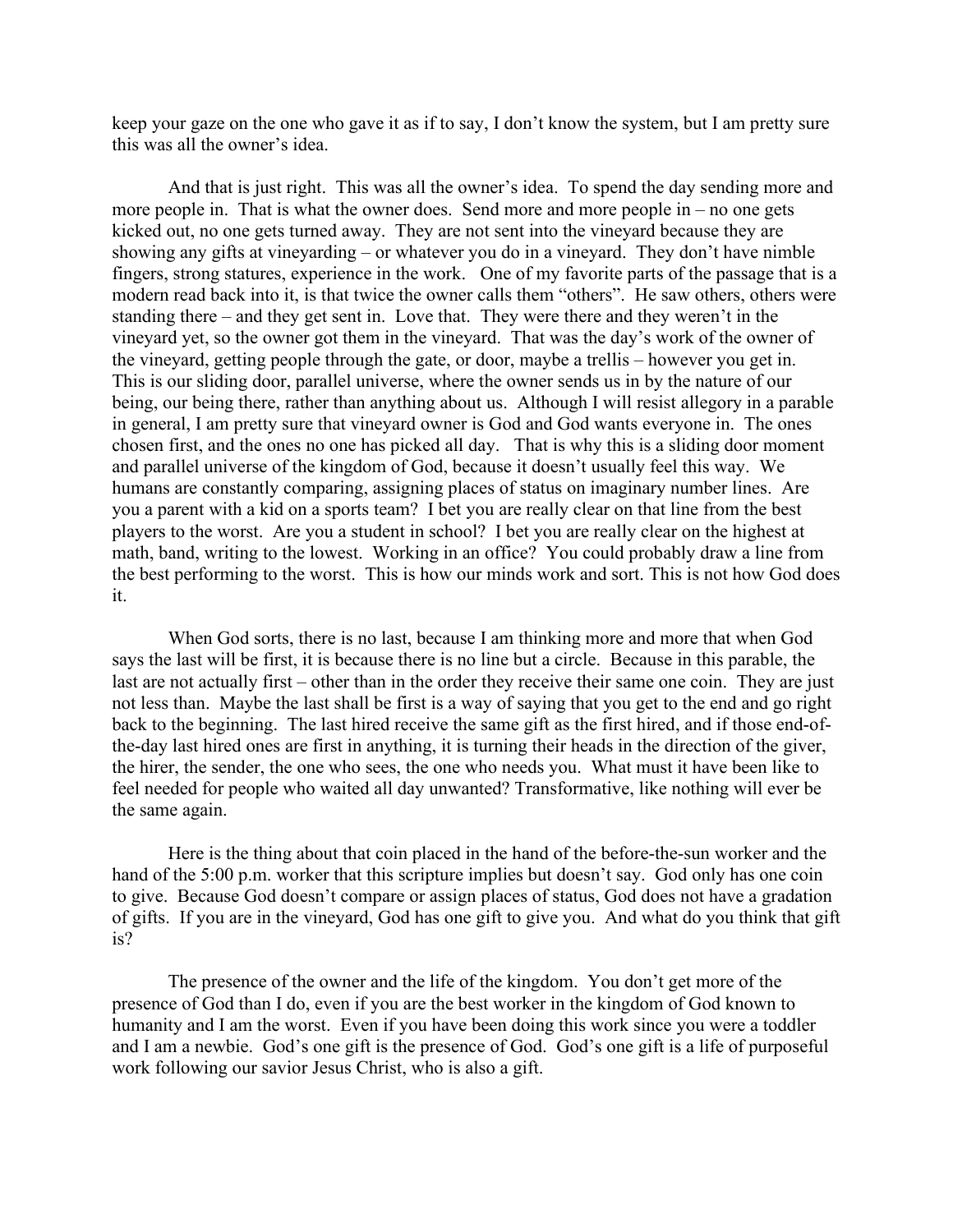keep your gaze on the one who gave it as if to say, I don't know the system, but I am pretty sure this was all the owner's idea.

And that is just right. This was all the owner's idea. To spend the day sending more and more people in. That is what the owner does. Send more and more people in – no one gets kicked out, no one gets turned away. They are not sent into the vineyard because they are showing any gifts at vineyarding – or whatever you do in a vineyard. They don't have nimble fingers, strong statures, experience in the work. One of my favorite parts of the passage that is a modern read back into it, is that twice the owner calls them "others". He saw others, others were standing there – and they get sent in. Love that. They were there and they weren't in the vineyard yet, so the owner got them in the vineyard. That was the day's work of the owner of the vineyard, getting people through the gate, or door, maybe a trellis – however you get in. This is our sliding door, parallel universe, where the owner sends us in by the nature of our being, our being there, rather than anything about us. Although I will resist allegory in a parable in general, I am pretty sure that vineyard owner is God and God wants everyone in. The ones chosen first, and the ones no one has picked all day. That is why this is a sliding door moment and parallel universe of the kingdom of God, because it doesn't usually feel this way. We humans are constantly comparing, assigning places of status on imaginary number lines. Are you a parent with a kid on a sports team? I bet you are really clear on that line from the best players to the worst. Are you a student in school? I bet you are really clear on the highest at math, band, writing to the lowest. Working in an office? You could probably draw a line from the best performing to the worst. This is how our minds work and sort. This is not how God does it.

When God sorts, there is no last, because I am thinking more and more that when God says the last will be first, it is because there is no line but a circle. Because in this parable, the last are not actually first – other than in the order they receive their same one coin. They are just not less than. Maybe the last shall be first is a way of saying that you get to the end and go right back to the beginning. The last hired receive the same gift as the first hired, and if those end-of-the-day last hired ones are first in anything, it is turning their heads in the direction of the giver, the hirer, the sender, the one who sees, the one who needs you. What must it have been like to feel needed for people who waited all day unwanted? Transformative, like nothing will ever be the same again.

Here is the thing about that coin placed in the hand of the before-the-sun worker and the hand of the 5:00 p.m. worker that this scripture implies but doesn't say. God only has one coin to give. Because God doesn't compare or assign places of status, God does not have a gradation of gifts. If you are in the vineyard, God has one gift to give you. And what do you think that gift is?

The presence of the owner and the life of the kingdom. You don't get more of the presence of God than I do, even if you are the best worker in the kingdom of God known to humanity and I am the worst. Even if you have been doing this work since you were a toddler and I am a newbie. God's one gift is the presence of God. God's one gift is a life of purposeful work following our savior Jesus Christ, who is also a gift.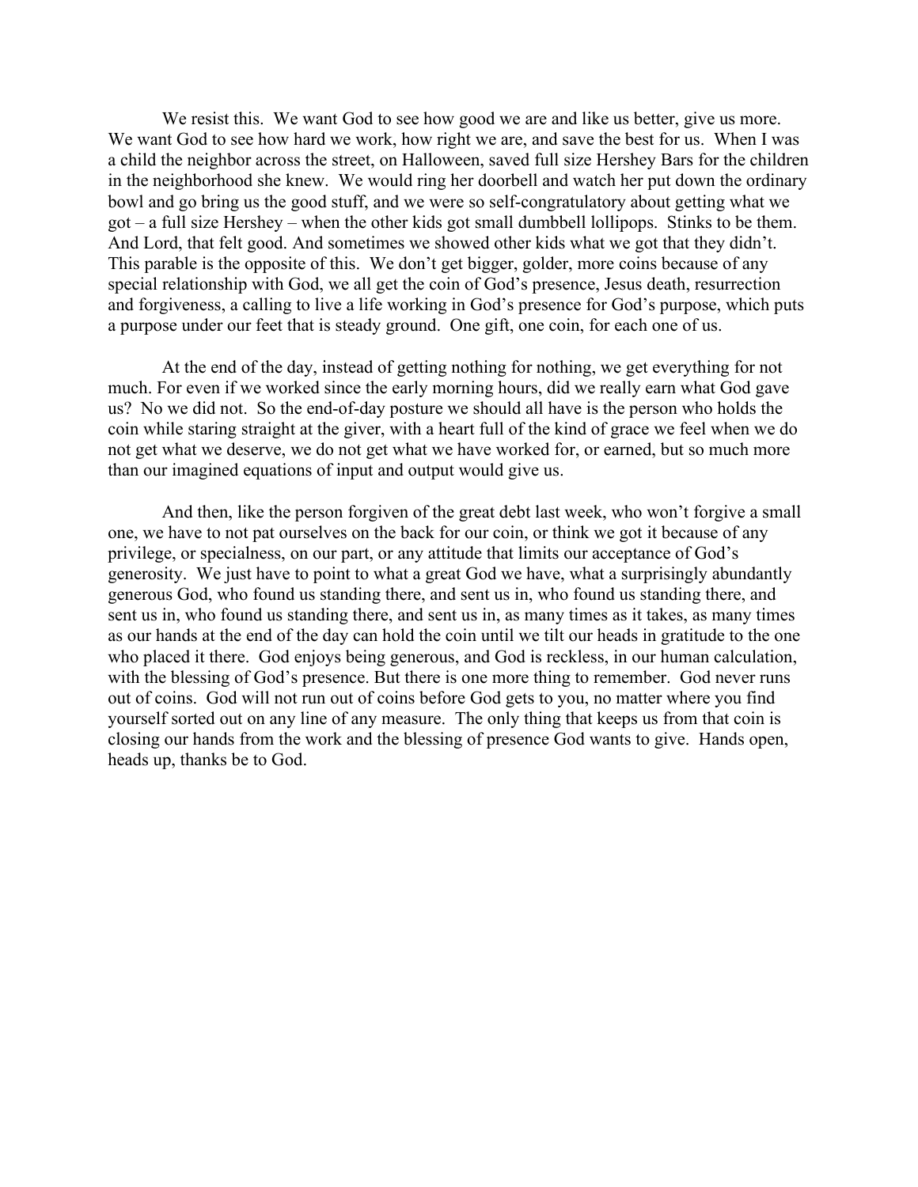We resist this. We want God to see how good we are and like us better, give us more. We want God to see how hard we work, how right we are, and save the best for us. When I was a child the neighbor across the street, on Halloween, saved full size Hershey Bars for the children in the neighborhood she knew. We would ring her doorbell and watch her put down the ordinary bowl and go bring us the good stuff, and we were so self-congratulatory about getting what we got – a full size Hershey – when the other kids got small dumbbell lollipops. Stinks to be them. And Lord, that felt good. And sometimes we showed other kids what we got that they didn't. This parable is the opposite of this. We don't get bigger, golder, more coins because of any special relationship with God, we all get the coin of God's presence, Jesus death, resurrection and forgiveness, a calling to live a life working in God's presence for God's purpose, which puts a purpose under our feet that is steady ground. One gift, one coin, for each one of us.

At the end of the day, instead of getting nothing for nothing, we get everything for not much. For even if we worked since the early morning hours, did we really earn what God gave us? No we did not. So the end-of-day posture we should all have is the person who holds the coin while staring straight at the giver, with a heart full of the kind of grace we feel when we do not get what we deserve, we do not get what we have worked for, or earned, but so much more than our imagined equations of input and output would give us.

And then, like the person forgiven of the great debt last week, who won't forgive a small one, we have to not pat ourselves on the back for our coin, or think we got it because of any privilege, or specialness, on our part, or any attitude that limits our acceptance of God's generosity. We just have to point to what a great God we have, what a surprisingly abundantly generous God, who found us standing there, and sent us in, who found us standing there, and sent us in, who found us standing there, and sent us in, as many times as it takes, as many times as our hands at the end of the day can hold the coin until we tilt our heads in gratitude to the one who placed it there. God enjoys being generous, and God is reckless, in our human calculation, with the blessing of God's presence. But there is one more thing to remember. God never runs out of coins. God will not run out of coins before God gets to you, no matter where you find yourself sorted out on any line of any measure. The only thing that keeps us from that coin is closing our hands from the work and the blessing of presence God wants to give. Hands open, heads up, thanks be to God.